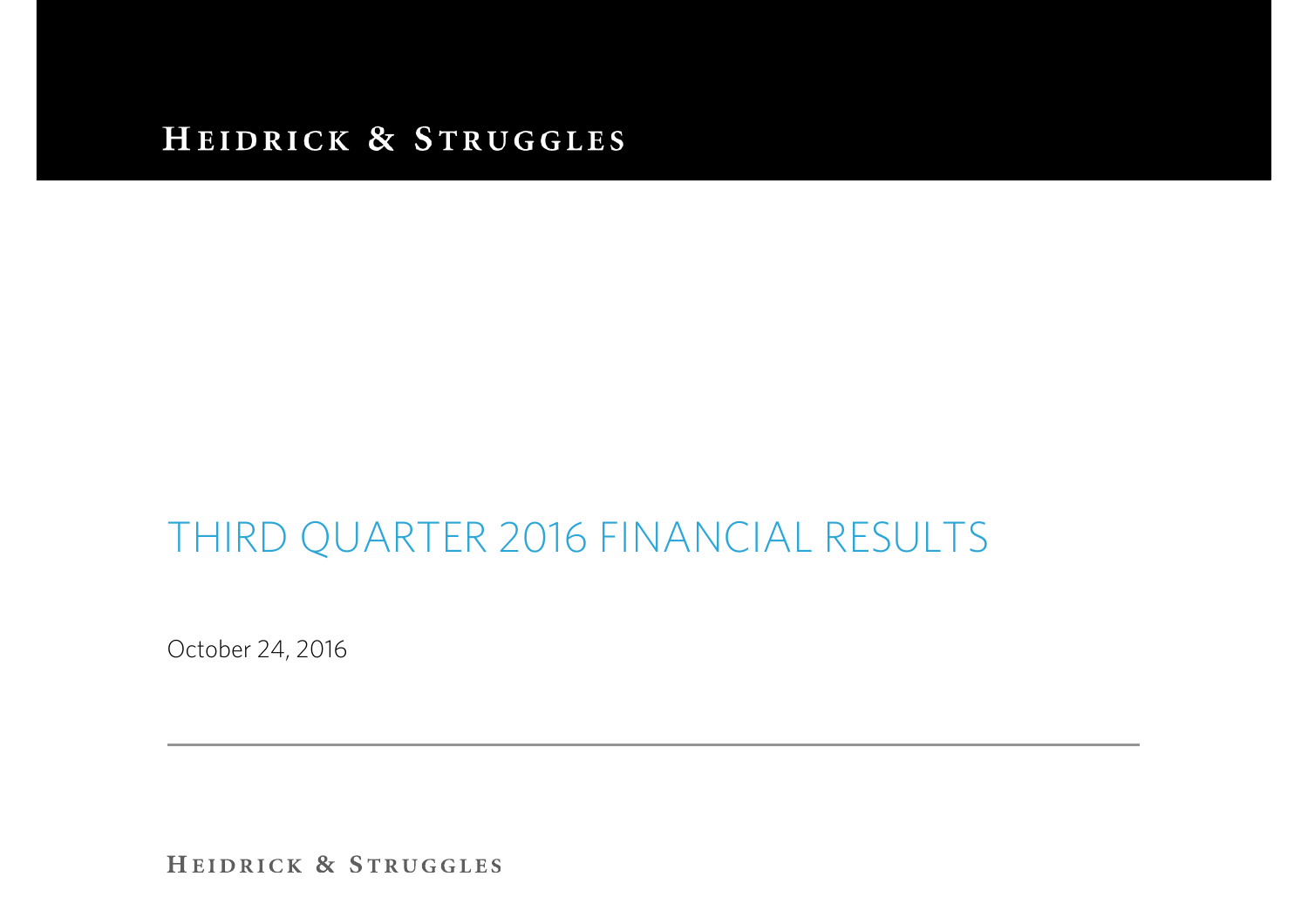# HEIDRICK & STRUGGLES

## THIRD QUARTER 2016 FINANCIAL RESULTS

October 24, 2016

HEIDRICK & STRUGGLES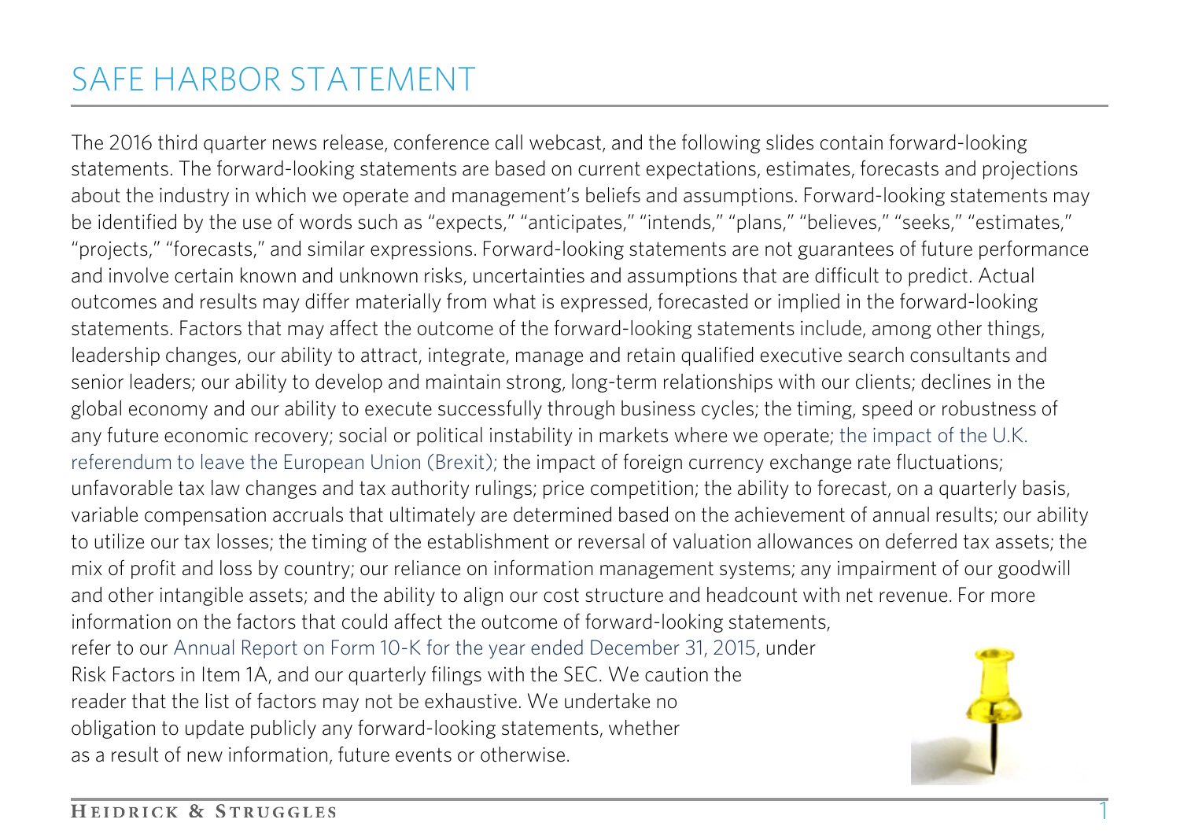# SAFE HARBOR STATEMENT

The 2016 third quarter news release, conference call webcast, and the following slides contain forward-looking statements. The forward-looking statements are based on current expectations, estimates, forecasts and projections about the industry in which we operate and management's beliefs and assumptions. Forward-looking statements may be identified by the use of words such as "expects," "anticipates," "intends," "plans," "believes," "seeks," "estimates," "projects," "forecasts," and similar expressions. Forward-looking statements are not guarantees of future performance and involve certain known and unknown risks, uncertainties and assumptions that are difficult to predict. Actual outcomes and results may differ materially from what is expressed, forecasted or implied in the forward-looking statements. Factors that may affect the outcome of the forward-looking statements include, among other things, leadership changes, our ability to attract, integrate, manage and retain qualified executive search consultants and senior leaders; our ability to develop and maintain strong, long-term relationships with our clients; declines in the global economy and our ability to execute successfully through business cycles; the timing, speed or robustness of any future economic recovery; social or political instability in markets where we operate; the impact of the U.K. referendum to leave the European Union (Brexit); the impact of foreign currency exchange rate fluctuations; unfavorable tax law changes and tax authority rulings; price competition; the ability to forecast, on a quarterly basis, variable compensation accruals that ultimately are determined based on the achievement of annual results; our ability to utilize our tax losses; the timing of the establishment or reversal of valuation allowances on deferred tax assets; the mix of profit and loss by country; our reliance on information management systems; any impairment of our goodwill and other intangible assets; and the ability to align our cost structure and headcount with net revenue. For more information on the factors that could affect the outcome of forward-looking statements, refer to our Annual Report on Form 10-K for the year ended December 31, 2015, under Risk Factors in Item 1A, and our quarterly filings with the SEC. We caution the reader that the list of factors may not be exhaustive. We undertake no obligation to update publicly any forward-looking statements, whether as a result of new information, future events or otherwise.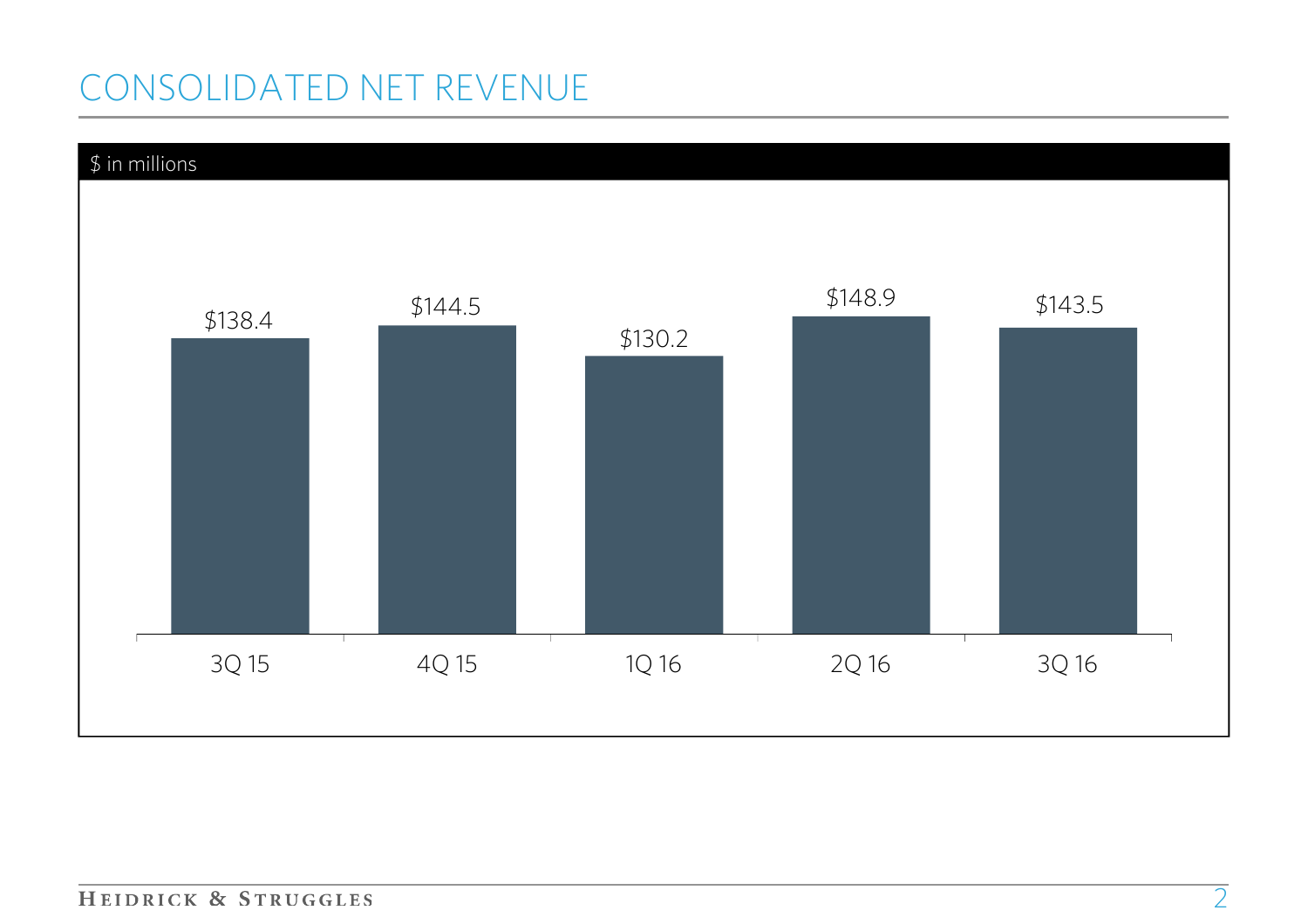# CONSOLIDATED NET REVENUE

$ in millions

$138.4
$144.5
$130.2
$148.9
$143.5

3Q 15
4Q 15
1Q 16
2Q 16
3Q 16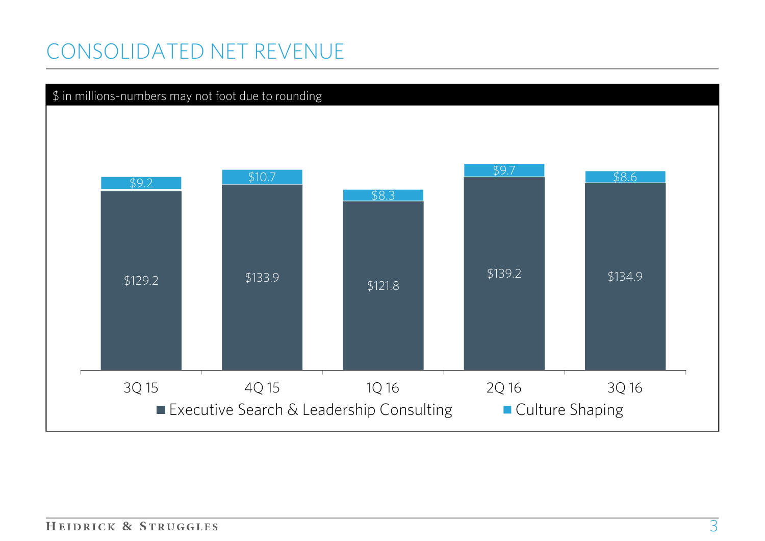# CONSOLIDATED NET REVENUE

$ in millions-numbers may not foot due to rounding

$9.2
$129.2
3Q 15

$10.7
$133.9
4Q 15

$8.3
$121.8
1Q 16

$9.7
$139.2
2Q 16

$8.6
$134.9
3Q 16

Executive Search & Leadership Consulting
Culture Shaping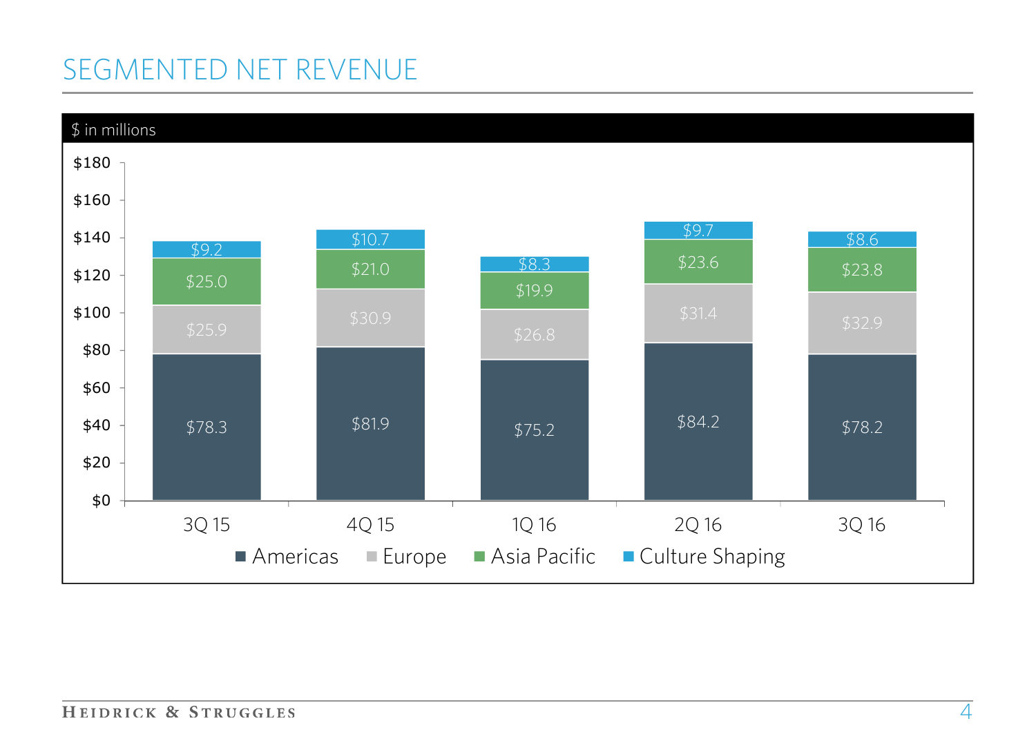# SEGMENTED NET REVENUE

$ in millions

$180
$160
$140
$120
$100
$80
$60
$40
$20
$0

3Q 15: $78.3, $25.9, $25.0, $9.2

4Q 15: $81.9, $30.9, $21.0, $10.7

1Q 16: $75.2, $26.8, $19.9, $8.3

2Q 16: $84.2, $31.4, $23.6, $9.7

3Q 16: $78.2, $32.9, $23.8, $8.6

Americas
Europe
Asia Pacific
Culture Shaping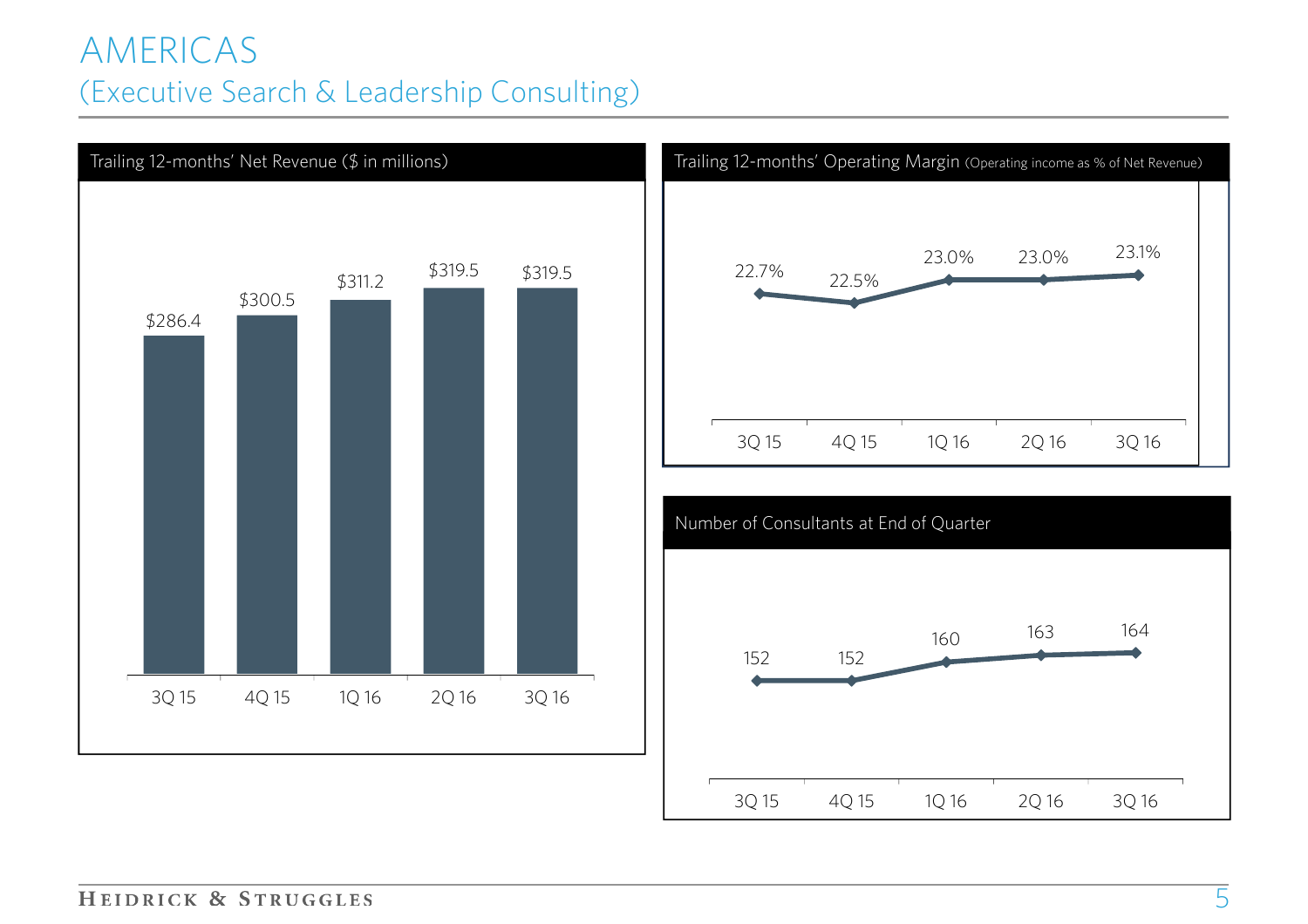# AMERICAS
## (Executive Search & Leadership Consulting)

### Trailing 12-months' Net Revenue ($ in millions)

$286.4
$300.5
$311.2
$319.5
$319.5

3Q 15
4Q 15
1Q 16
2Q 16
3Q 16

### Trailing 12-months' Operating Margin (Operating income as % of Net Revenue)

22.7%
22.5%
23.0%
23.0%
23.1%

3Q 15
4Q 15
1Q 16
2Q 16
3Q 16

### Number of Consultants at End of Quarter

152
152
160
163
164

3Q 15
4Q 15
1Q 16
2Q 16
3Q 16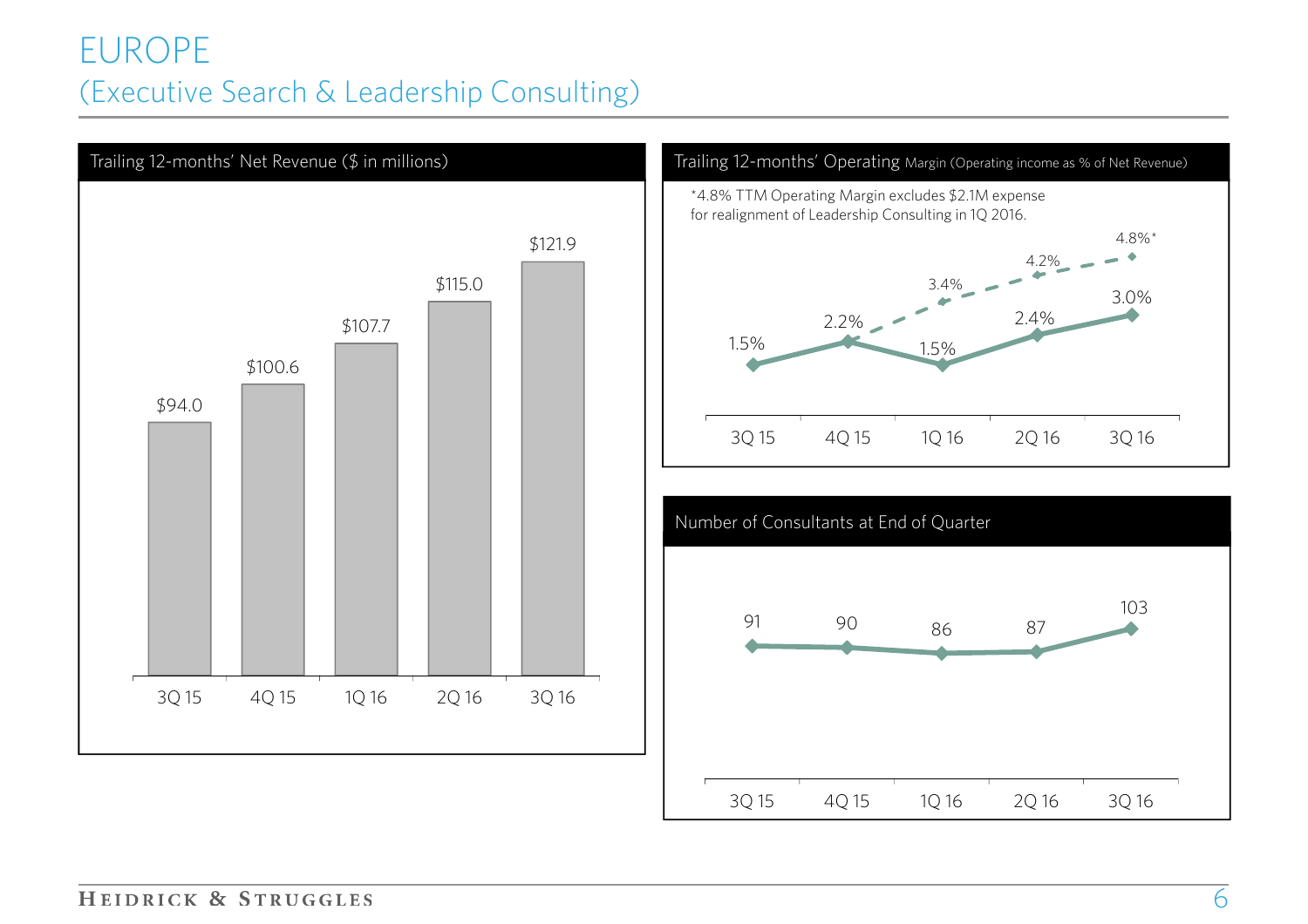# EUROPE

## (Executive Search & Leadership Consulting)

### Trailing 12-months' Net Revenue ($ in millions)

$94.0
$100.6
$107.7
$115.0
$121.9

3Q 15
4Q 15
1Q 16
2Q 16
3Q 16

### Trailing 12-months' Operating Margin (Operating income as % of Net Revenue)

*4.8% TTM Operating Margin excludes $2.1M expense for realignment of Leadership Consulting in 1Q 2016.

4.8%*
4.2%
3.4%
1.5%
2.2%
1.5%
2.4%
3.0%

3Q 15
4Q 15
1Q 16
2Q 16
3Q 16

### Number of Consultants at End of Quarter

91
90
86
87
103

3Q 15
4Q 15
1Q 16
2Q 16
3Q 16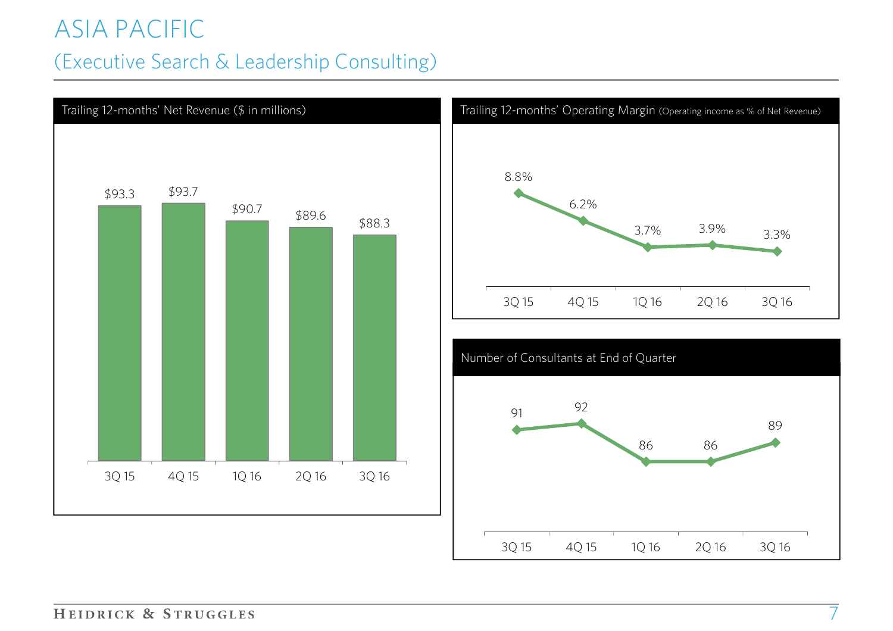# ASIA PACIFIC

## (Executive Search & Leadership Consulting)

Trailing 12-months' Net Revenue ($ in millions)

$93.3
$93.7
$90.7
$89.6
$88.3

3Q 15
4Q 15
1Q 16
2Q 16
3Q 16

Trailing 12-months' Operating Margin (Operating income as % of Net Revenue)

8.8%
6.2%
3.7%
3.9%
3.3%

3Q 15
4Q 15
1Q 16
2Q 16
3Q 16

Number of Consultants at End of Quarter

91
92
86
86
89

3Q 15
4Q 15
1Q 16
2Q 16
3Q 16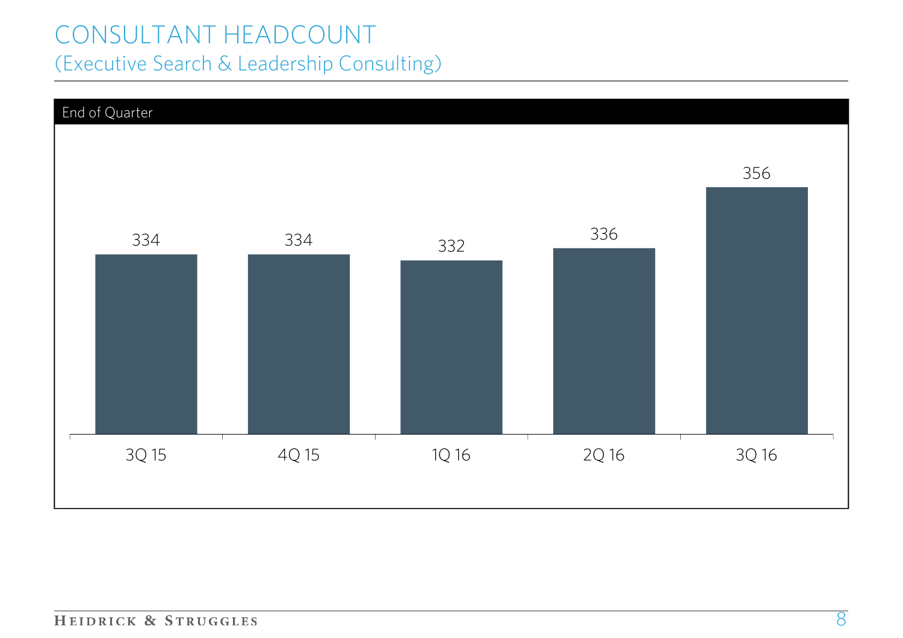# CONSULTANT HEADCOUNT

## (Executive Search & Leadership Consulting)

End of Quarter

334
334
332
336
356

3Q 15
4Q 15
1Q 16
2Q 16
3Q 16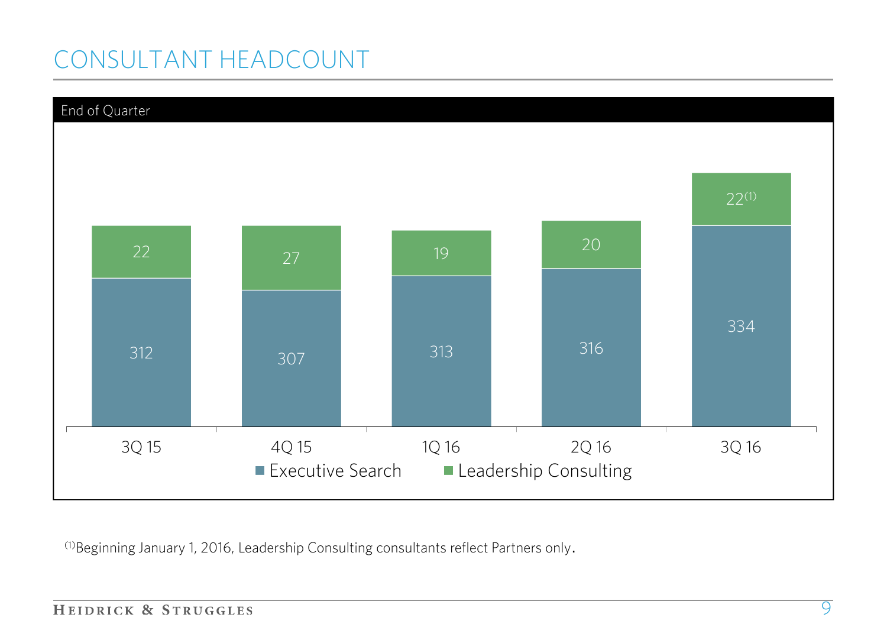# CONSULTANT HEADCOUNT

End of Quarter

22
27
19
20
22[1]

312
307
313
316
334

3Q 15
4Q 15
1Q 16
2Q 16
3Q 16

Executive Search
Leadership Consulting

[1]Beginning January 1, 2016, Leadership Consulting consultants reflect Partners only.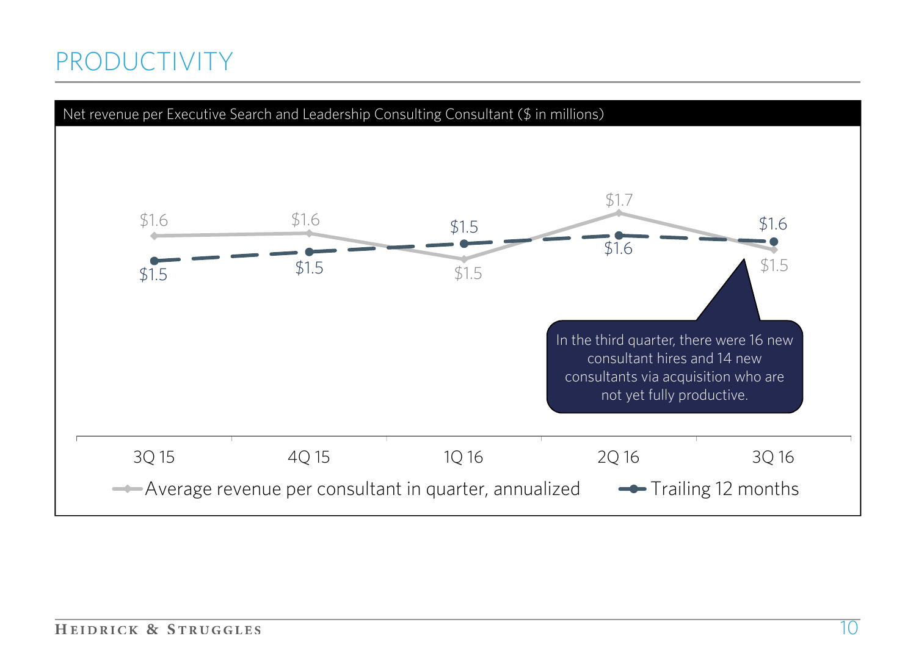# PRODUCTIVITY

Net revenue per Executive Search and Leadership Consulting Consultant ($ in millions)

$1.6
$1.6
$1.5
$1.7
$1.6
$1.5
$1.5
$1.5
$1.6
$1.5

3Q 15
4Q 15
1Q 16
2Q 16
3Q 16

Average revenue per consultant in quarter, annualized

Trailing 12 months

In the third quarter, there were 16 new consultant hires and 14 new consultants via acquisition who are not yet fully productive.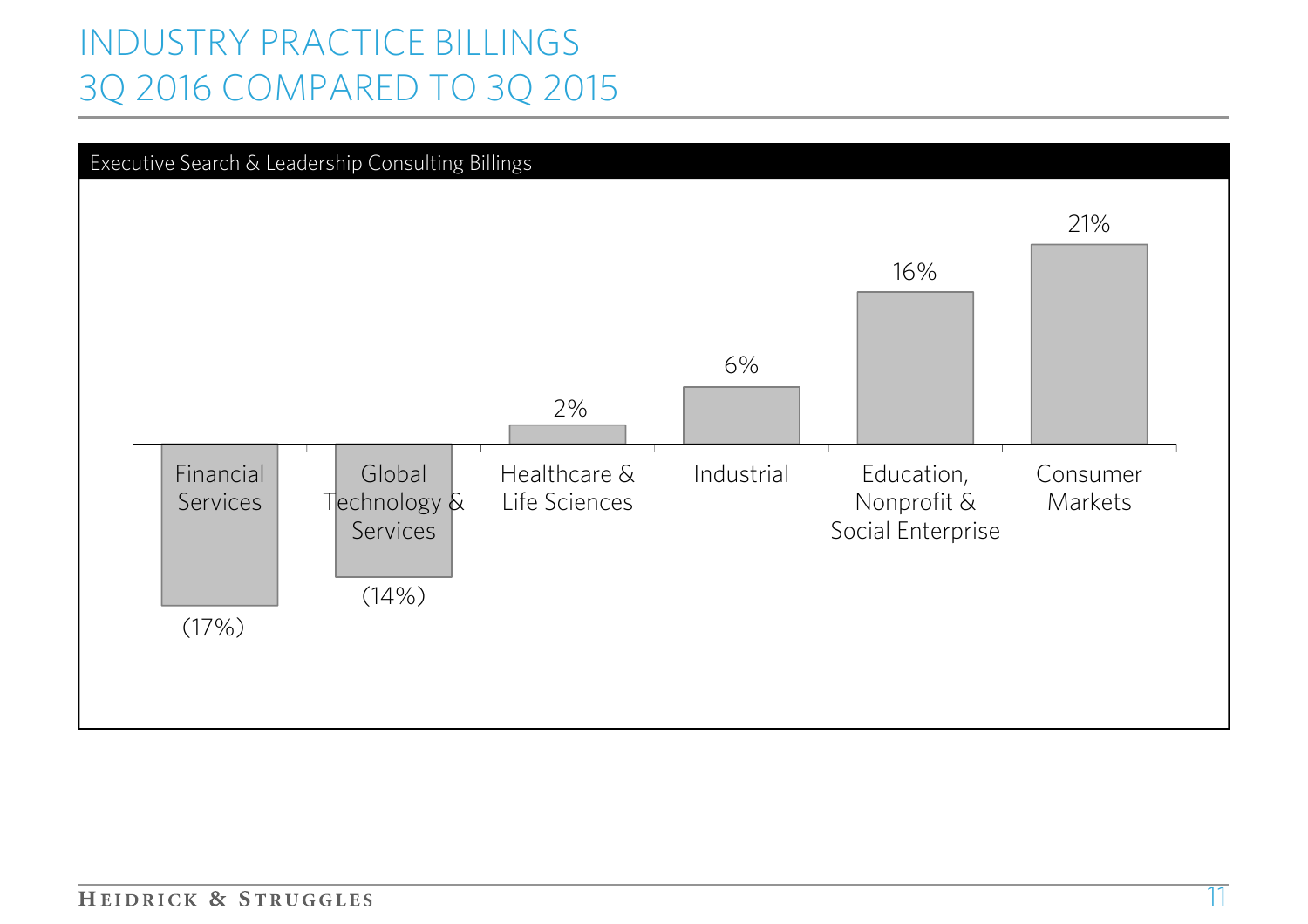# INDUSTRY PRACTICE BILLINGS
# 3Q 2016 COMPARED TO 3Q 2015

Executive Search & Leadership Consulting Billings

Financial Services
(17%)

Global Technology & Services
(14%)

Healthcare & Life Sciences
2%

Industrial
6%

Education, Nonprofit & Social Enterprise
16%

Consumer Markets
21%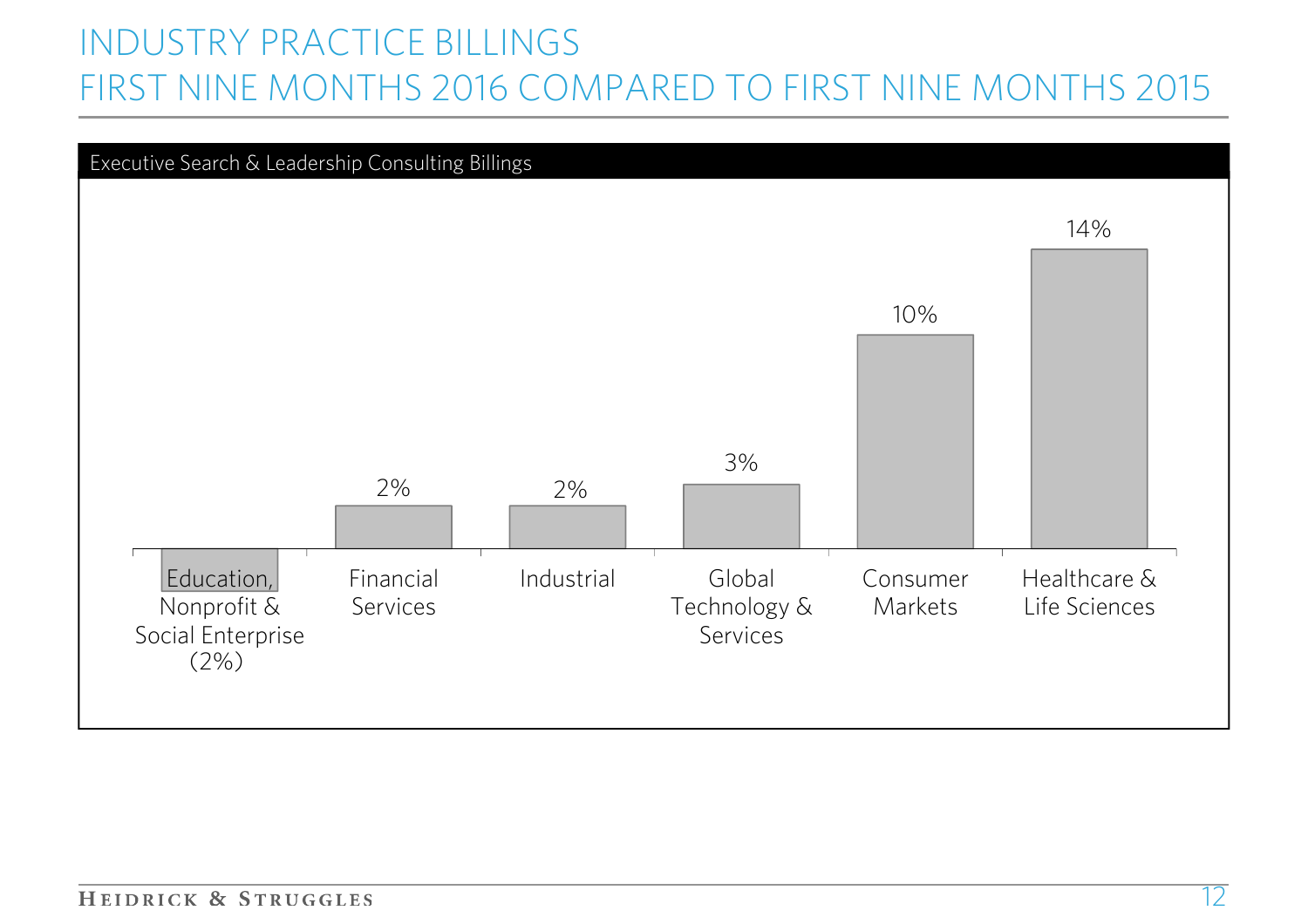# INDUSTRY PRACTICE BILLINGS
# FIRST NINE MONTHS 2016 COMPARED TO FIRST NINE MONTHS 2015

Executive Search & Leadership Consulting Billings

Education, Nonprofit & Social Enterprise (2%)

Financial Services 2%

Industrial 2%

Global Technology & Services 3%

Consumer Markets 10%

Healthcare & Life Sciences 14%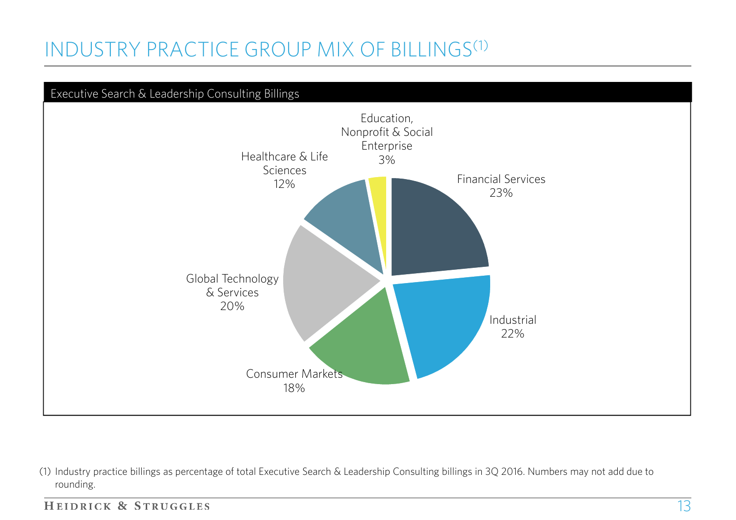# INDUSTRY PRACTICE GROUP MIX OF BILLINGS[1]

Executive Search & Leadership Consulting Billings

Education, Nonprofit & Social Enterprise
3%

Financial Services
23%

Industrial
22%

Consumer Markets
18%

Global Technology & Services
20%

Healthcare & Life Sciences
12%

(1) Industry practice billings as percentage of total Executive Search & Leadership Consulting billings in 3Q 2016. Numbers may not add due to rounding.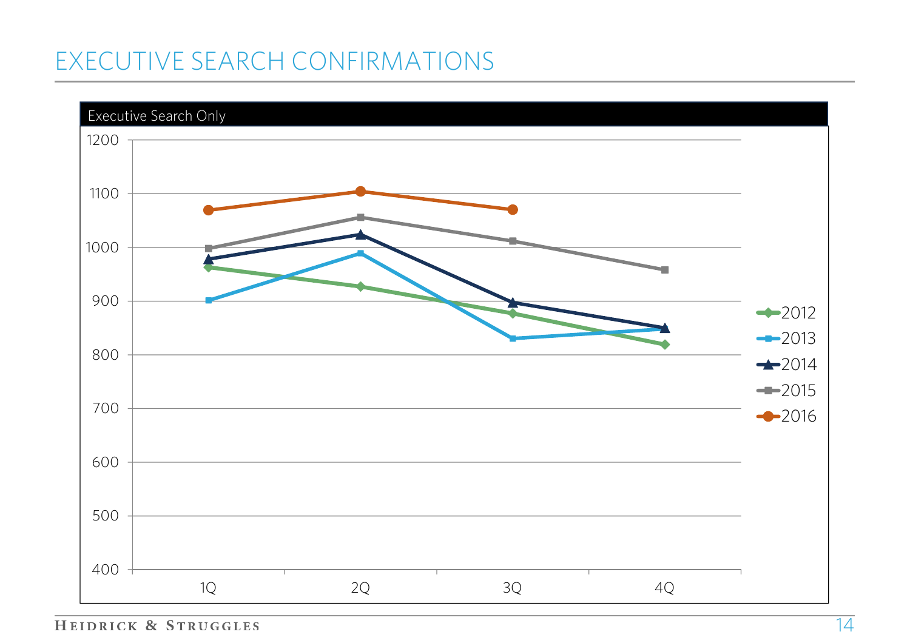# EXECUTIVE SEARCH CONFIRMATIONS

Executive Search Only

1200
1100
1000
900
800
700
600
500
400

1Q
2Q
3Q
4Q

2012
2013
2014
2015
2016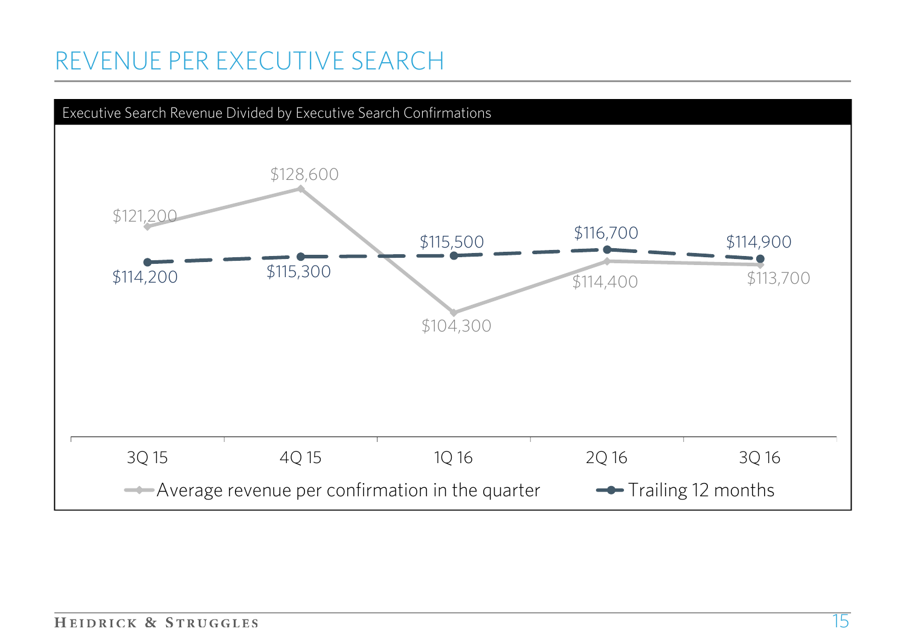# REVENUE PER EXECUTIVE SEARCH

Executive Search Revenue Divided by Executive Search Confirmations

$121,200
$128,600
$104,300
$114,400
$113,700

$114,200
$115,300
$115,500
$116,700
$114,900

3Q 15
4Q 15
1Q 16
2Q 16
3Q 16

Average revenue per confirmation in the quarter
Trailing 12 months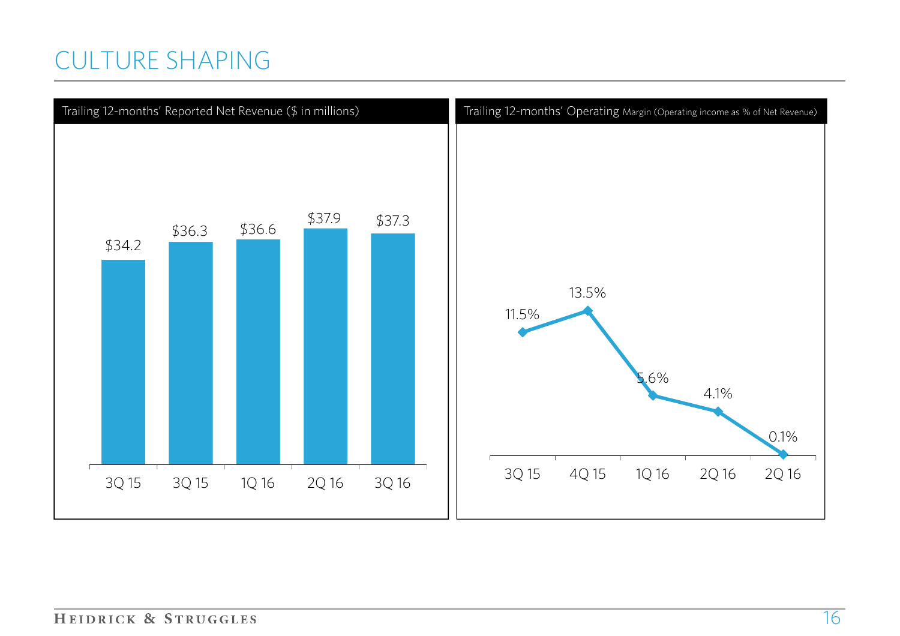# CULTURE SHAPING

Trailing 12-months' Reported Net Revenue ($ in millions)

$34.2
$36.3
$36.6
$37.9
$37.3

3Q 15
3Q 15
1Q 16
2Q 16
3Q 16

Trailing 12-months' Operating Margin (Operating income as % of Net Revenue)

11.5%
13.5%
5.6%
4.1%
0.1%

3Q 15
4Q 15
1Q 16
2Q 16
2Q 16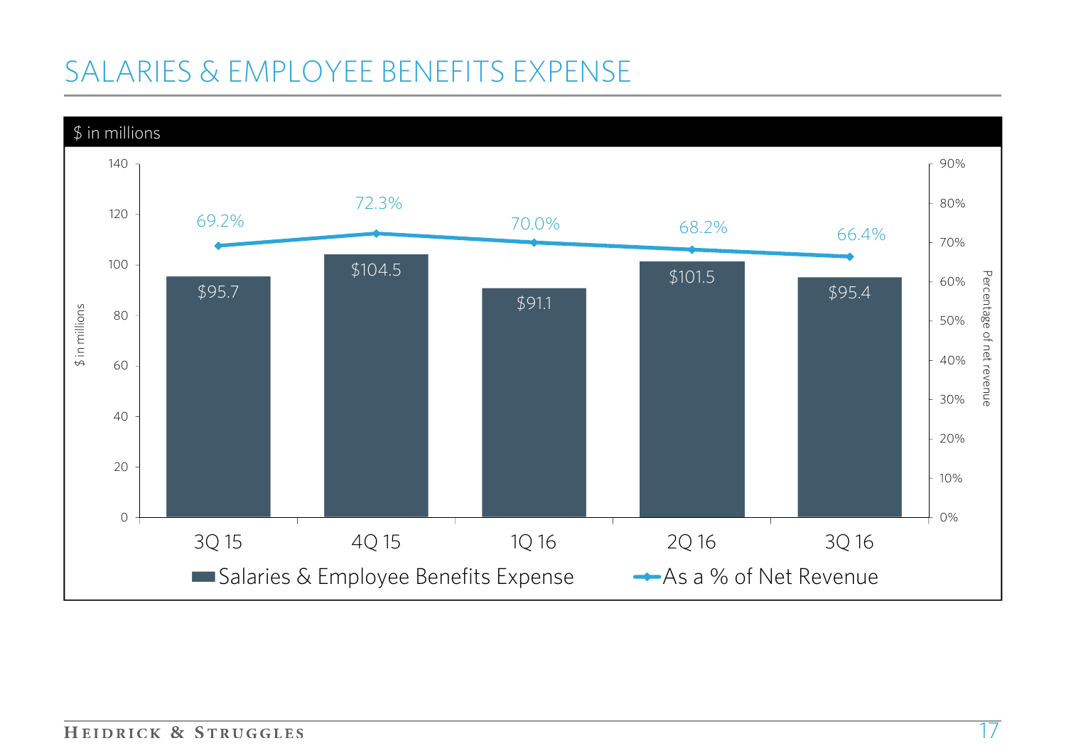# SALARIES & EMPLOYEE BENEFITS EXPENSE

$ in millions

140
120
100
80
60
40
20
0

$ in millions

90%
80%
70%
60%
50%
40%
30%
20%
10%
0%

Percentage of net revenue

69.2%
72.3%
70.0%
68.2%
66.4%

$95.7
$104.5
$91.1
$101.5
$95.4

3Q 15
4Q 15
1Q 16
2Q 16
3Q 16

Salaries & Employee Benefits Expense
As a % of Net Revenue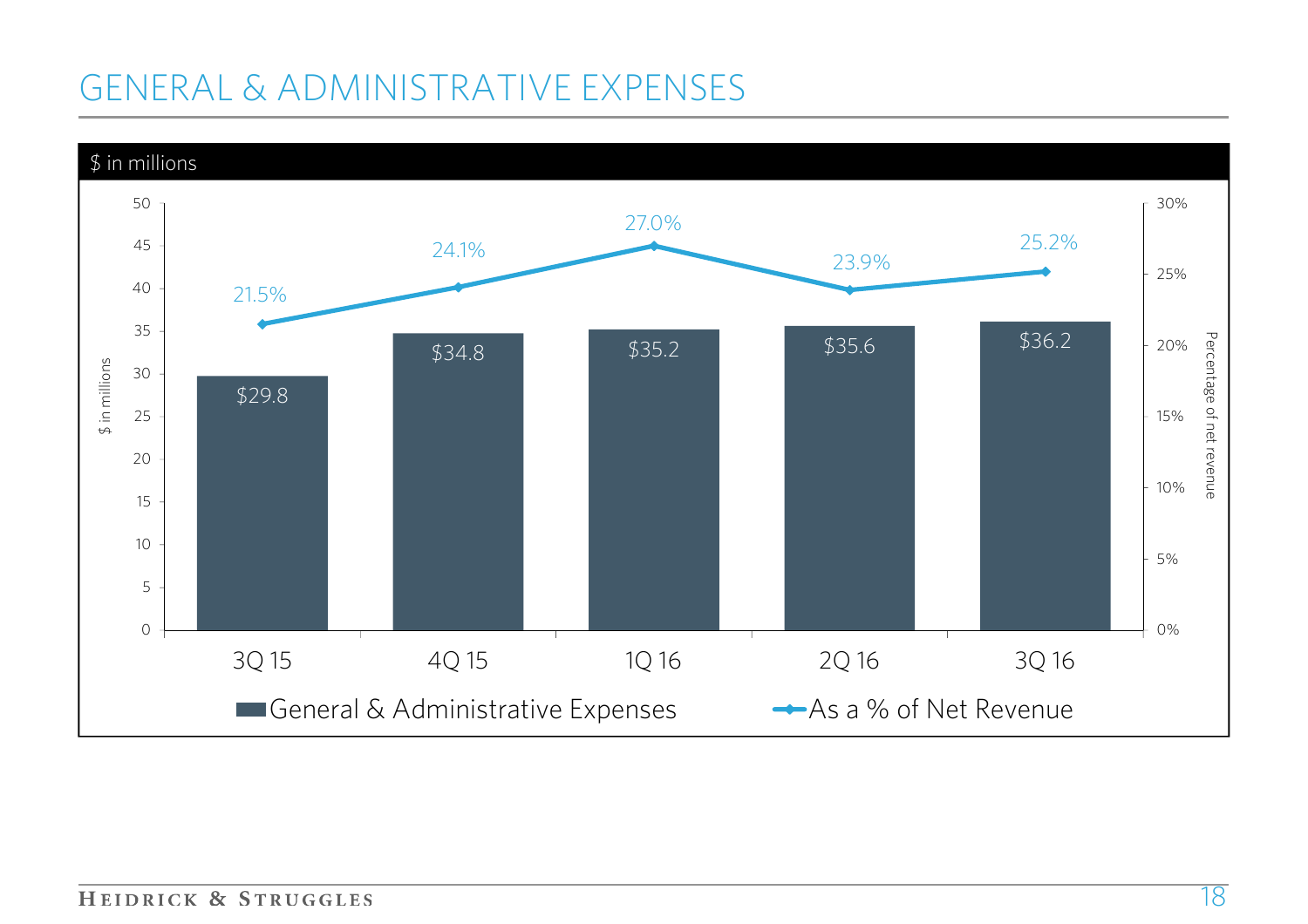# GENERAL & ADMINISTRATIVE EXPENSES

$ in millions

50
45
40
35
30
25
20
15
10
5
0

$ in millions

30%
25%
20%
15%
10%
5%
0%

Percentage of net revenue

21.5%
24.1%
27.0%
23.9%
25.2%

$29.8
$34.8
$35.2
$35.6
$36.2

3Q 15
4Q 15
1Q 16
2Q 16
3Q 16

General & Administrative Expenses
As a % of Net Revenue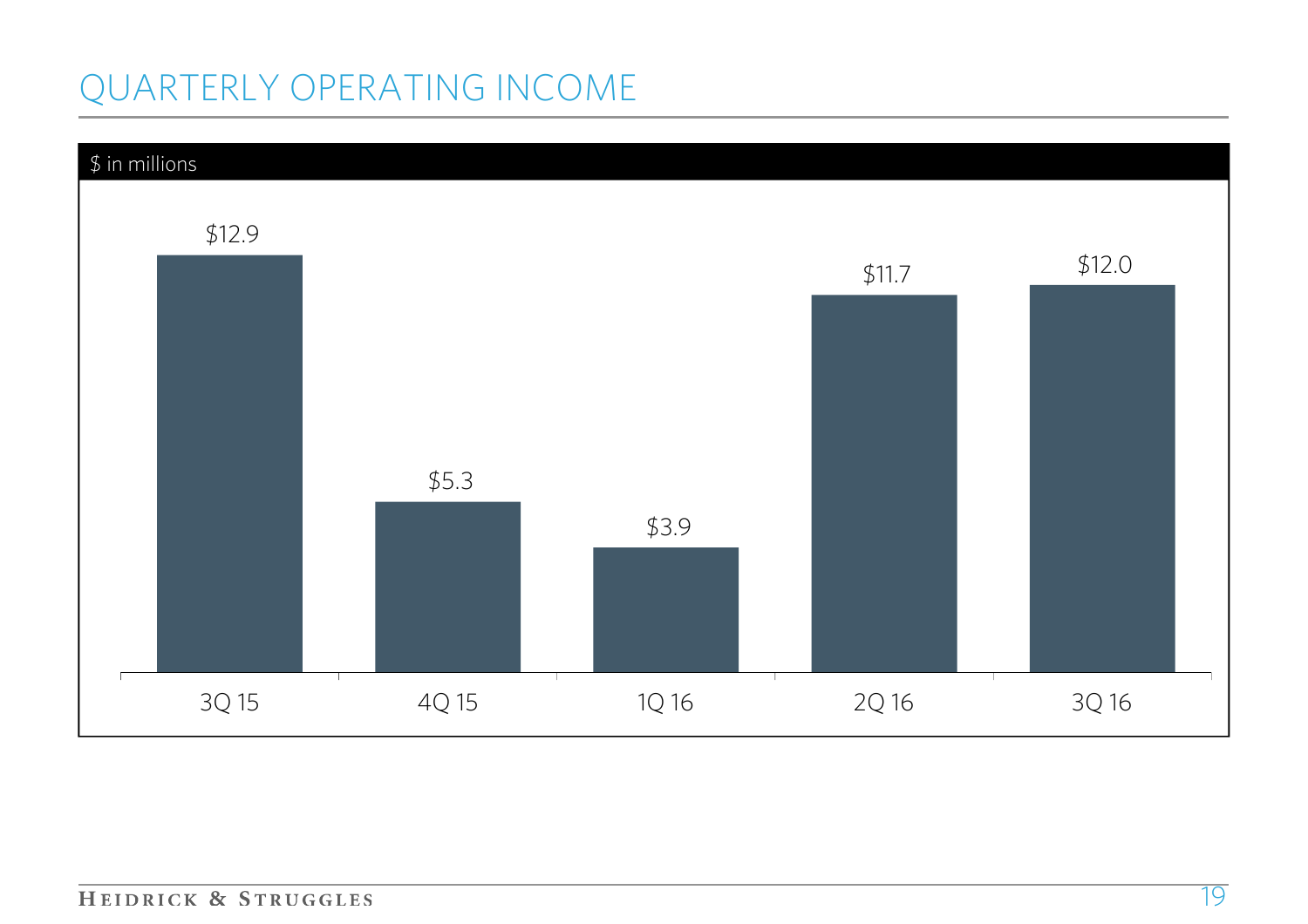# QUARTERLY OPERATING INCOME

$ in millions

$12.9

$5.3

$3.9

$11.7

$12.0

3Q 15

4Q 15

1Q 16

2Q 16

3Q 16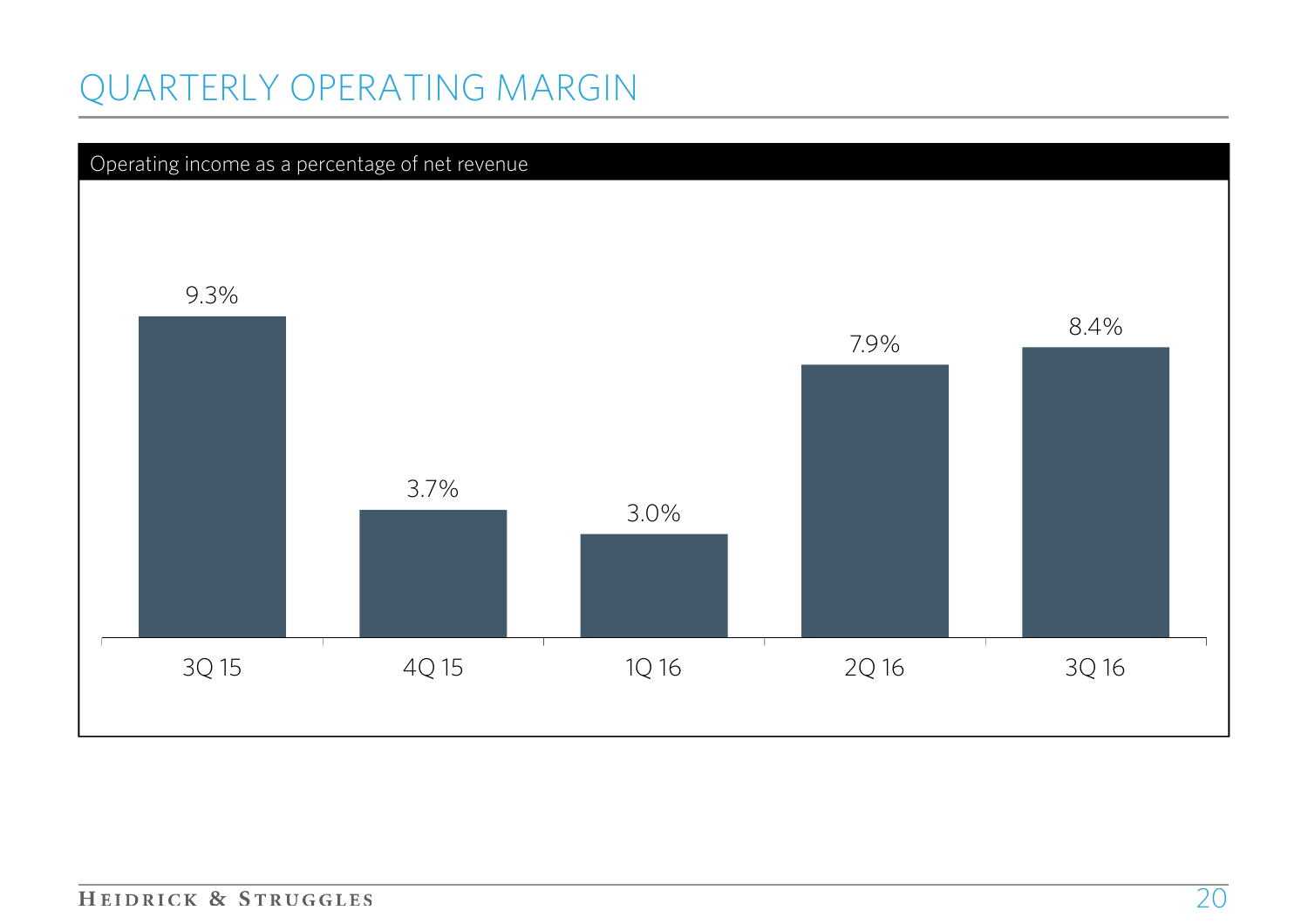# QUARTERLY OPERATING MARGIN

Operating income as a percentage of net revenue

9.3%
3.7%
3.0%
7.9%
8.4%

3Q 15
4Q 15
1Q 16
2Q 16
3Q 16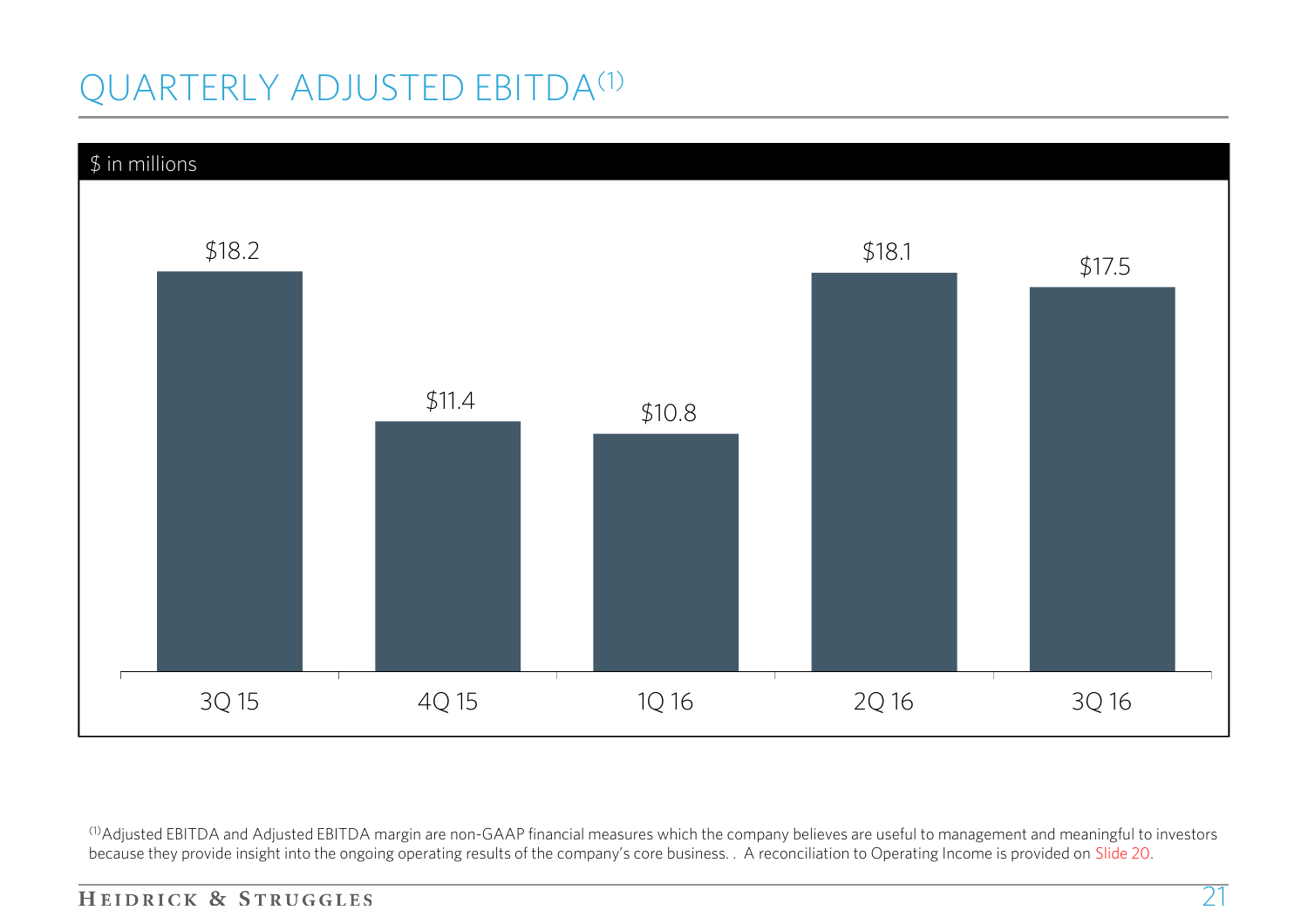# QUARTERLY ADJUSTED EBITDA[1]

$ in millions

| 3Q 15 | 4Q 15 | 1Q 16 | 2Q 16 | 3Q 16 |
|---|---|---|---|---|
| $18.2 | $11.4 | $10.8 | $18.1 | $17.5 |

[1] Adjusted EBITDA and Adjusted EBITDA margin are non-GAAP financial measures which the company believes are useful to management and meaningful to investors because they provide insight into the ongoing operating results of the company's core business. . A reconciliation to Operating Income is provided on Slide 20.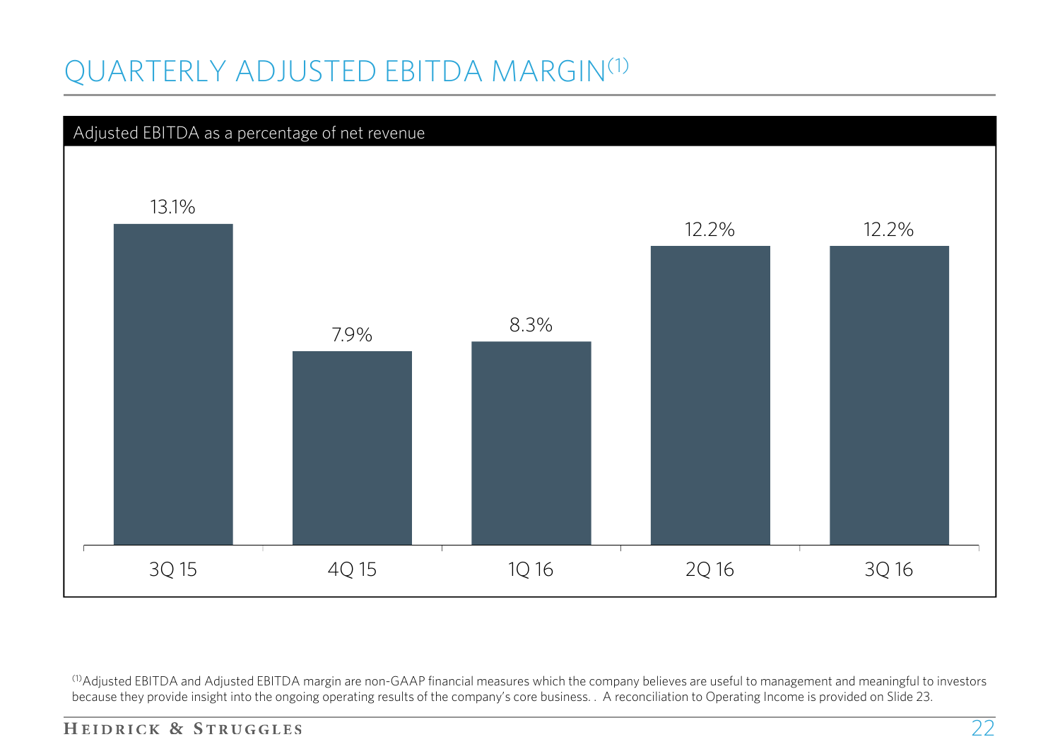# QUARTERLY ADJUSTED EBITDA MARGIN[1]

Adjusted EBITDA as a percentage of net revenue

13.1%
7.9%
8.3%
12.2%
12.2%

3Q 15
4Q 15
1Q 16
2Q 16
3Q 16

[1]Adjusted EBITDA and Adjusted EBITDA margin are non-GAAP financial measures which the company believes are useful to management and meaningful to investors because they provide insight into the ongoing operating results of the company's core business. . A reconciliation to Operating Income is provided on Slide 23.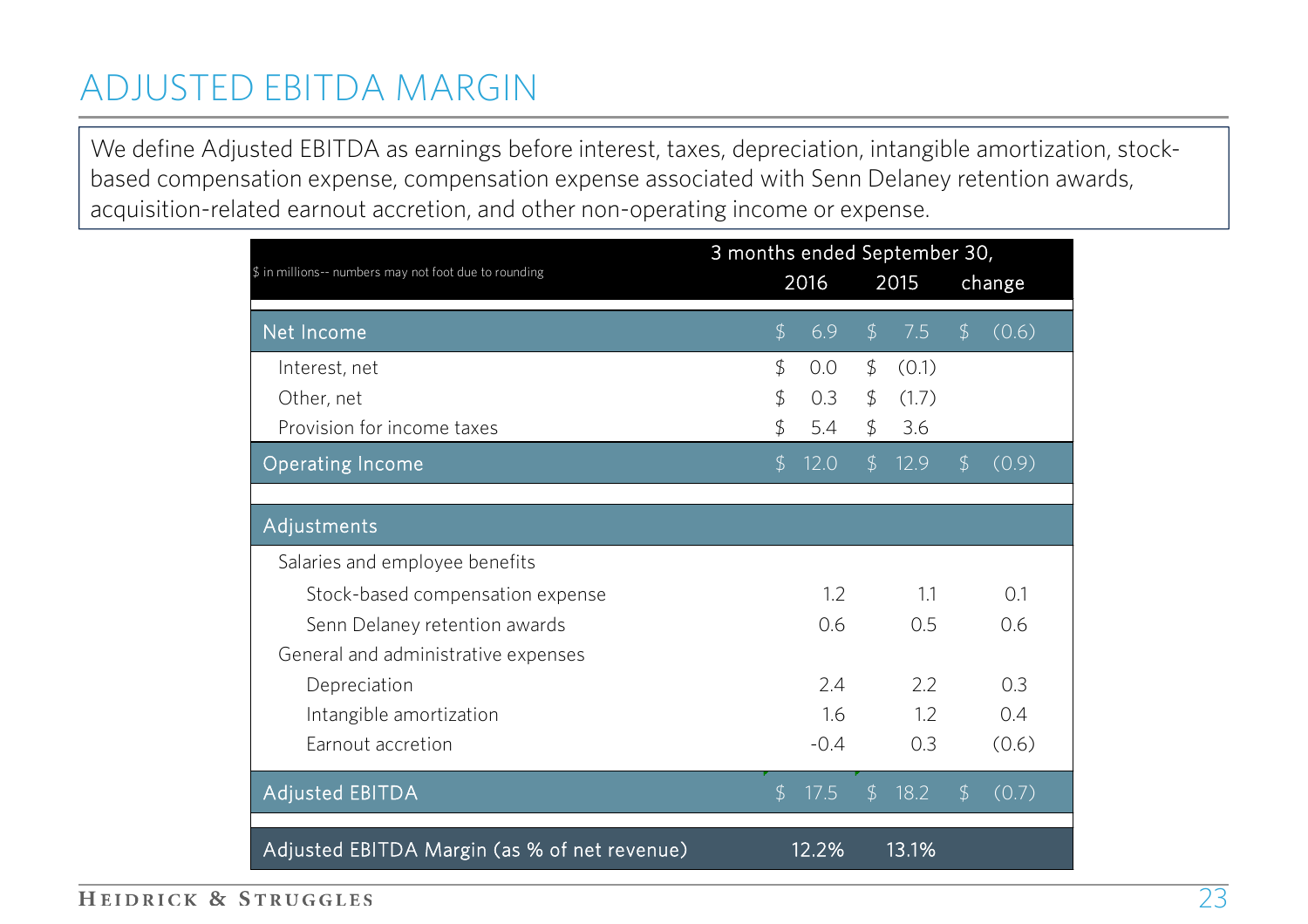# ADJUSTED EBITDA MARGIN

We define Adjusted EBITDA as earnings before interest, taxes, depreciation, intangible amortization, stock-based compensation expense, compensation expense associated with Senn Delaney retention awards, acquisition-related earnout accretion, and other non-operating income or expense.

| $ in millions-- numbers may not foot due to rounding | 3 months ended September 30, | | |
|---|---|---|---|
| | 2016 | 2015 | change |
| Net Income | $ 6.9 | $ 7.5 | $ (0.6) |
| Interest, net | $ 0.0 | $ (0.1) | |
| Other, net | $ 0.3 | $ (1.7) | |
| Provision for income taxes | $ 5.4 | $ 3.6 | |
| Operating Income | $ 12.0 | $ 12.9 | $ (0.9) |
| Adjustments | | | |
| Salaries and employee benefits | | | |
| Stock-based compensation expense | 1.2 | 1.1 | 0.1 |
| Senn Delaney retention awards | 0.6 | 0.5 | 0.6 |
| General and administrative expenses | | | |
| Depreciation | 2.4 | 2.2 | 0.3 |
| Intangible amortization | 1.6 | 1.2 | 0.4 |
| Earnout accretion | -0.4 | 0.3 | (0.6) |
| Adjusted EBITDA | $ 17.5 | $ 18.2 | $ (0.7) |
| Adjusted EBITDA Margin (as % of net revenue) | 12.2% | 13.1% | |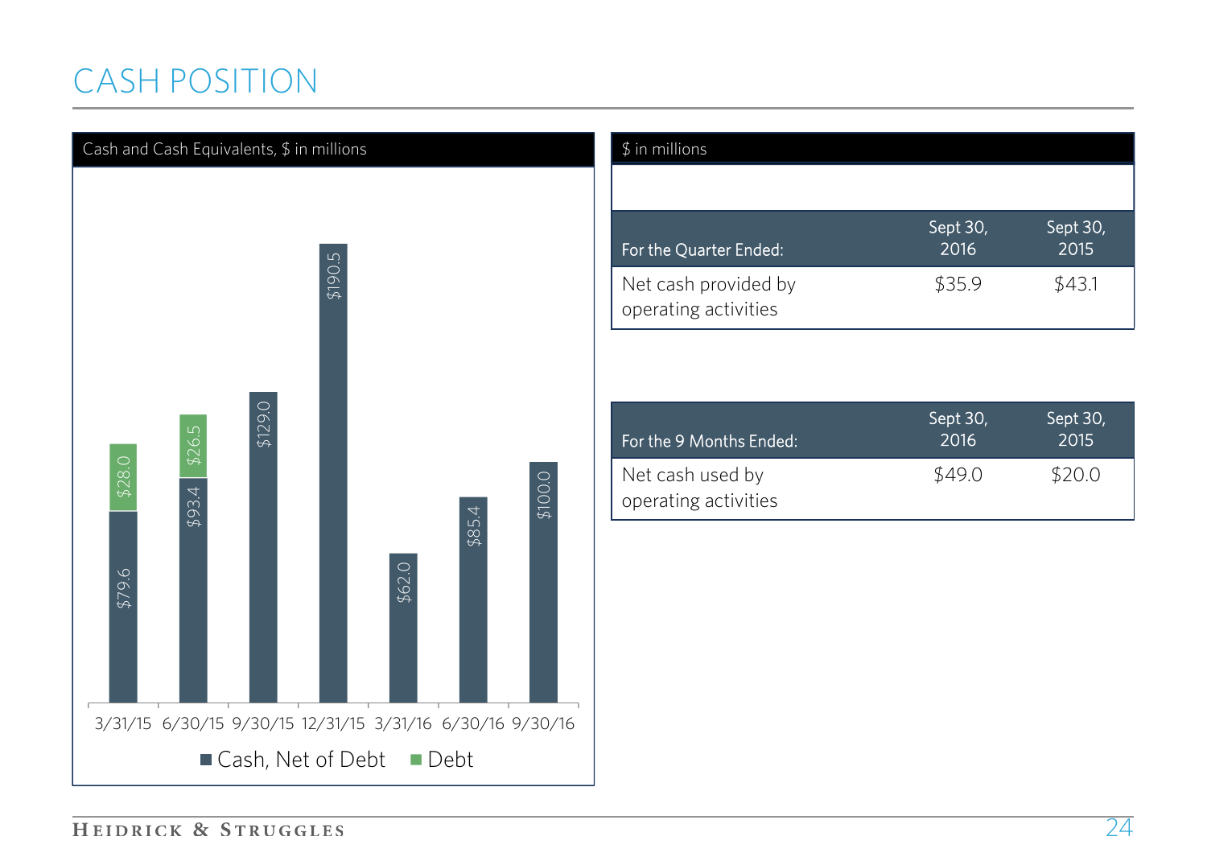# CASH POSITION

Cash and Cash Equivalents, $ in millions

$79.6
$28.0
$93.4
$26.5
$129.0
$190.5
$62.0
$85.4
$100.0

3/31/15 6/30/15 9/30/15 12/31/15 3/31/16 6/30/16 9/30/16

Cash, Net of Debt Debt

$ in millions

| For the Quarter Ended: | Sept 30, 2016 | Sept 30, 2015 |
| --- | --- | --- |
| Net cash provided by operating activities | $35.9 | $43.1 |

| For the 9 Months Ended: | Sept 30, 2016 | Sept 30, 2015 |
| --- | --- | --- |
| Net cash used by operating activities | $49.0 | $20.0 |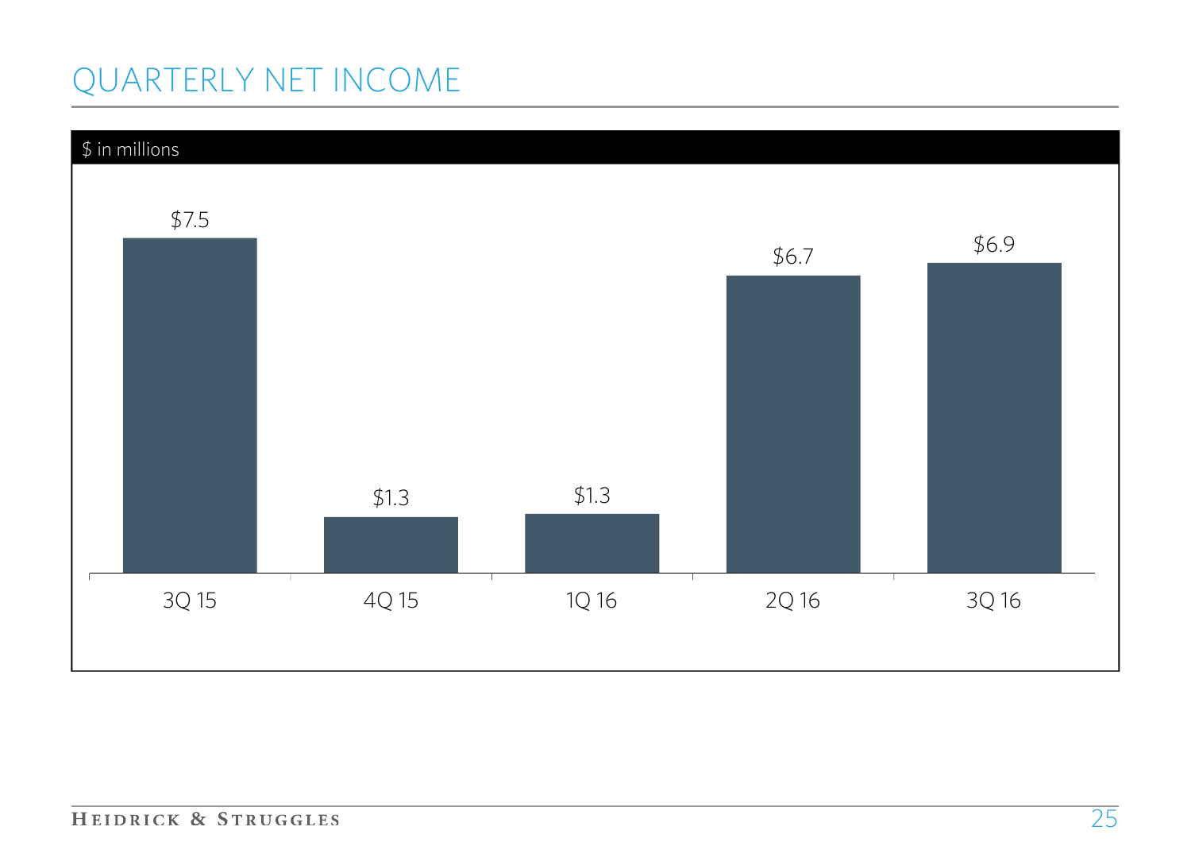# QUARTERLY NET INCOME

$ in millions

$7.5

$1.3

$1.3

$6.7

$6.9

3Q 15

4Q 15

1Q 16

2Q 16

3Q 16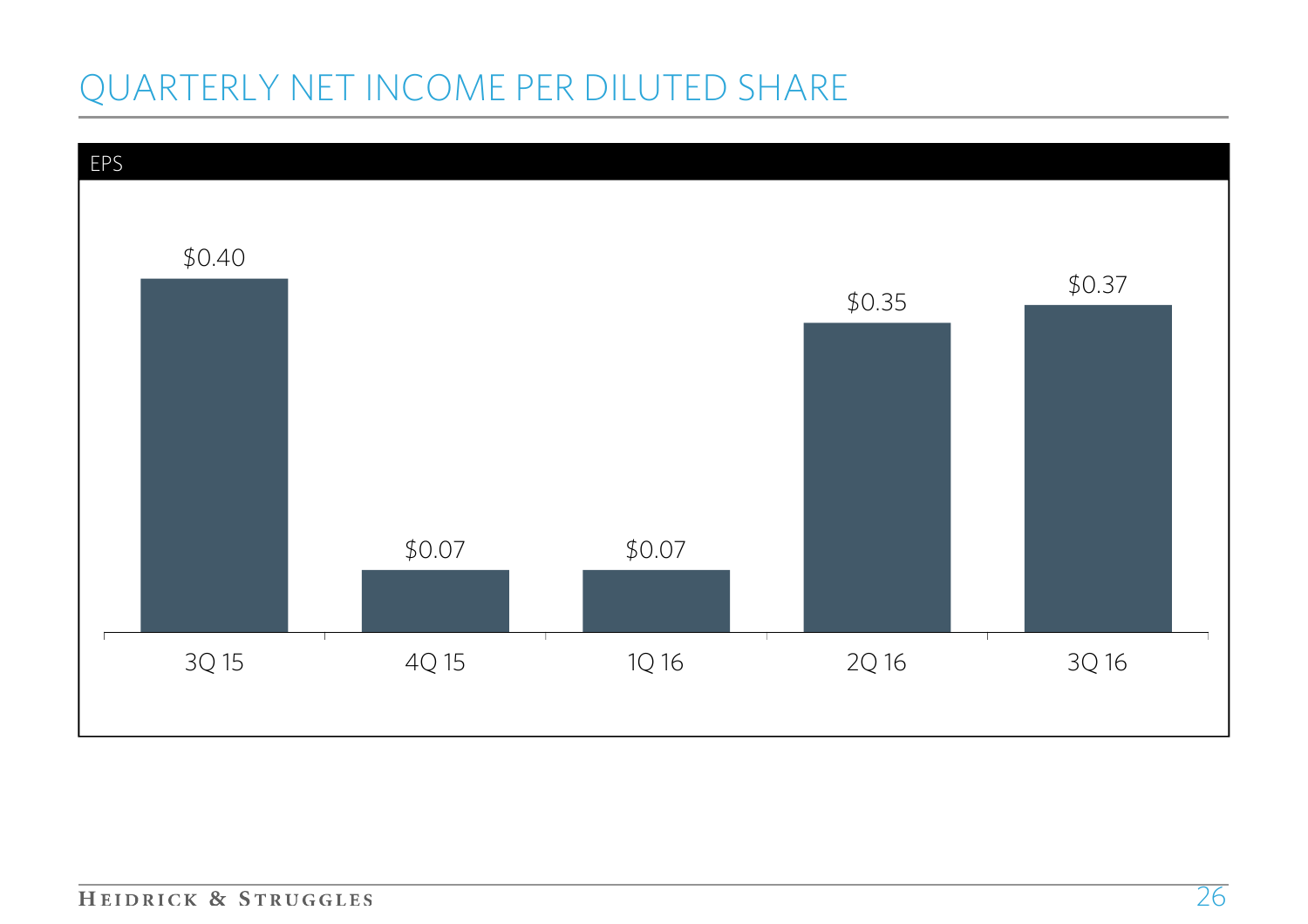# QUARTERLY NET INCOME PER DILUTED SHARE

EPS

$0.40

$0.07

$0.07

$0.35

$0.37

3Q 15

4Q 15

1Q 16

2Q 16

3Q 16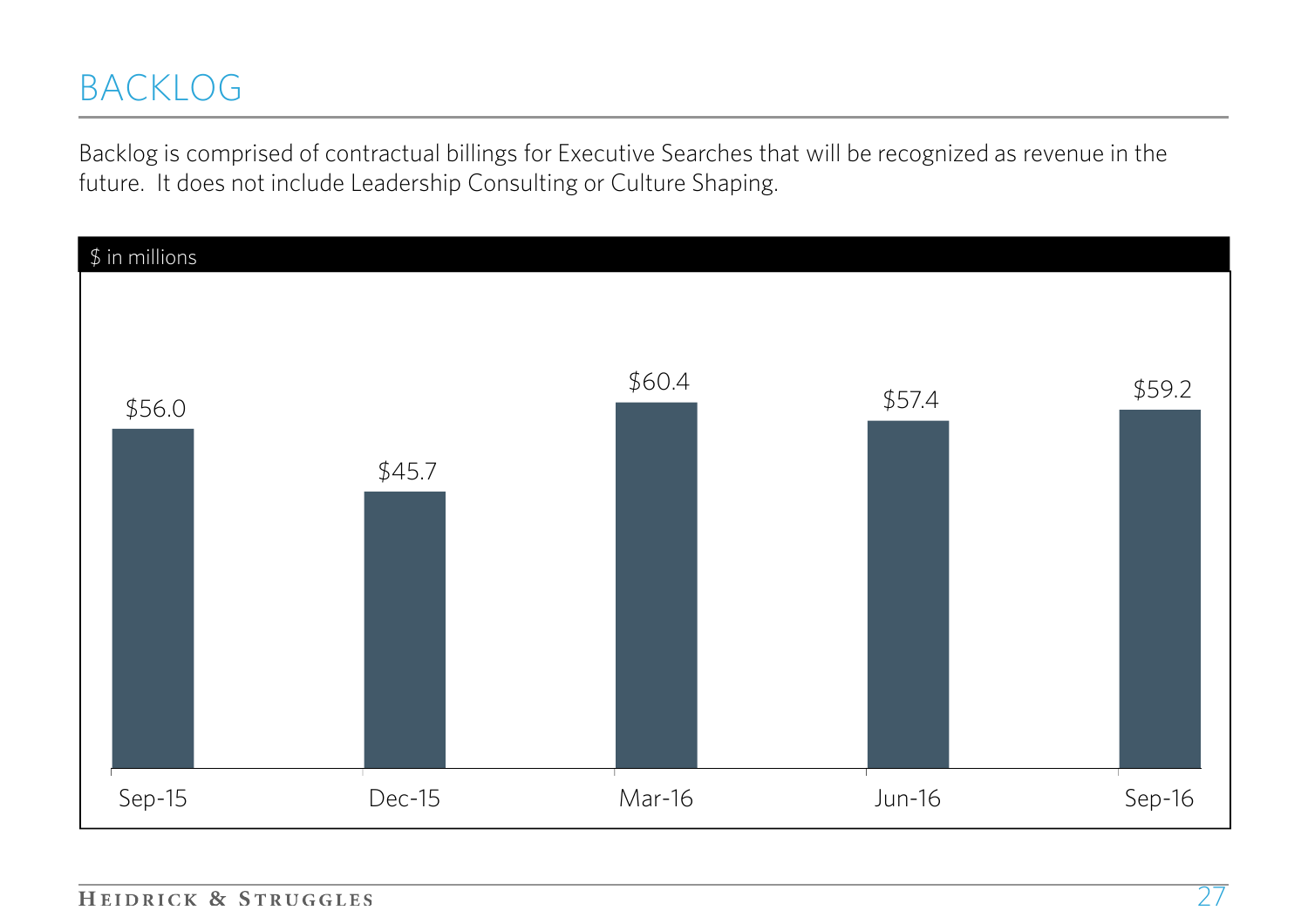# BACKLOG

Backlog is comprised of contractual billings for Executive Searches that will be recognized as revenue in the future. It does not include Leadership Consulting or Culture Shaping.

$ in millions

$56.0
$45.7
$60.4
$57.4
$59.2

Sep-15
Dec-15
Mar-16
Jun-16
Sep-16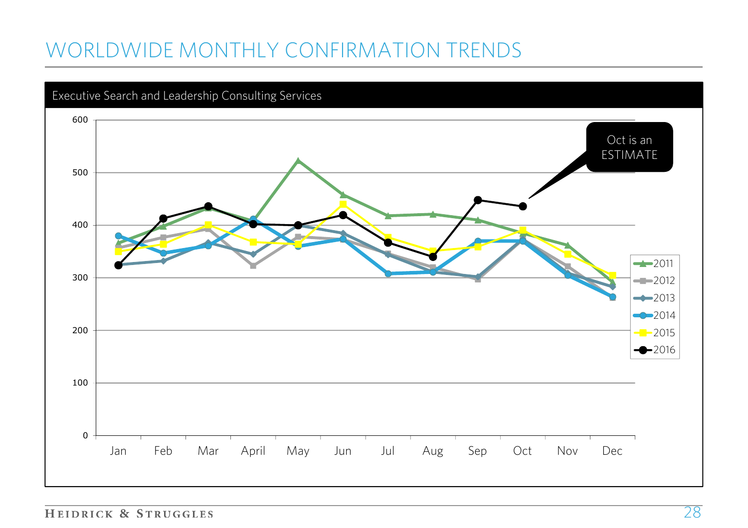# WORLDWIDE MONTHLY CONFIRMATION TRENDS

Executive Search and Leadership Consulting Services

Oct is an ESTIMATE

600
500
400
300
200
100
0

Jan Feb Mar April May Jun Jul Aug Sep Oct Nov Dec

2011
2012
2013
2014
2015
2016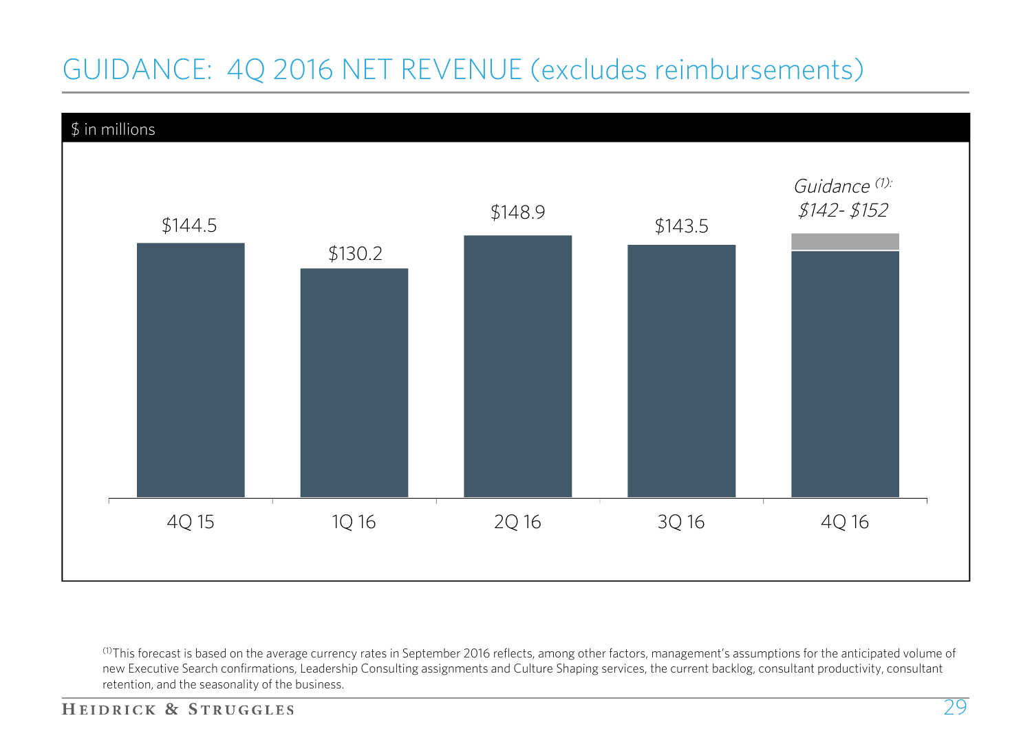# GUIDANCE: 4Q 2016 NET REVENUE (excludes reimbursements)

$ in millions

$144.5

$130.2

$148.9

$143.5

*Guidance [(1)]:*
*$142- $152*

4Q 15

1Q 16

2Q 16

3Q 16

4Q 16

[(1)]This forecast is based on the average currency rates in September 2016 reflects, among other factors, management's assumptions for the anticipated volume of new Executive Search confirmations, Leadership Consulting assignments and Culture Shaping services, the current backlog, consultant productivity, consultant retention, and the seasonality of the business.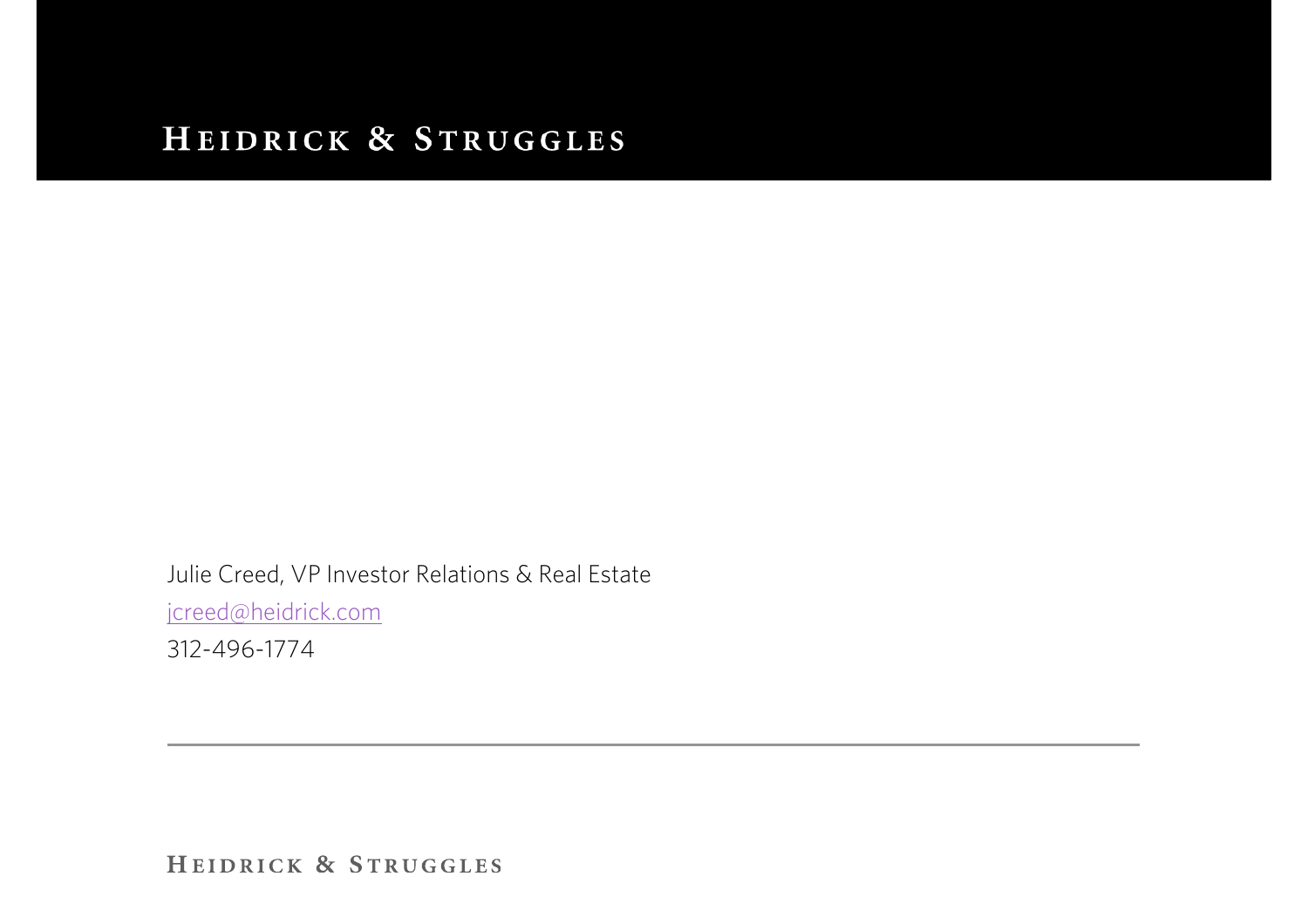# Heidrick & Struggles

Julie Creed, VP Investor Relations & Real Estate

jcreed@heidrick.com

312-496-1774

---

Heidrick & Struggles